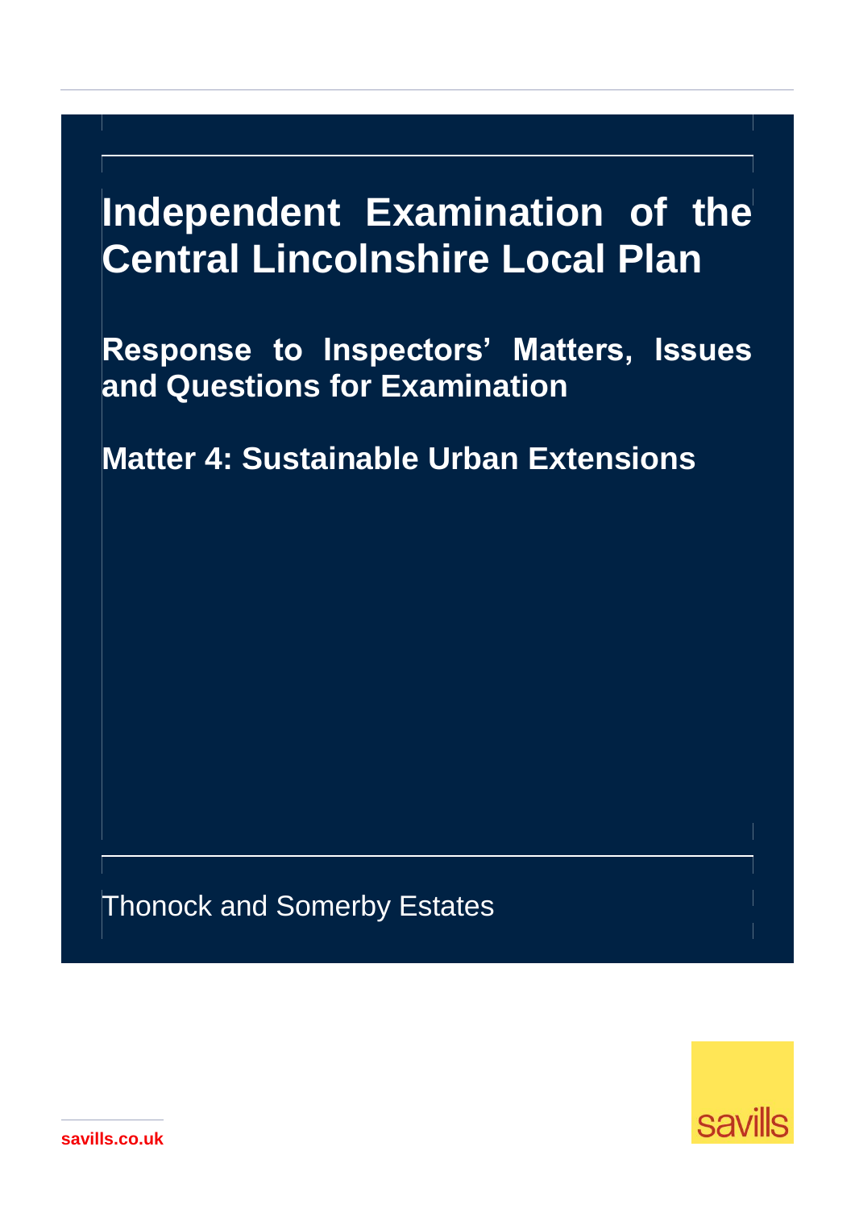# Independent Examination of the Central Lincolnshire Local Plan

## Response to Inspectors' Matters, Issues and Questions for Examination

## Matter 4: Sustainable Urban Extensions

Thonock and Somerby Estates

savills

savills.co.uk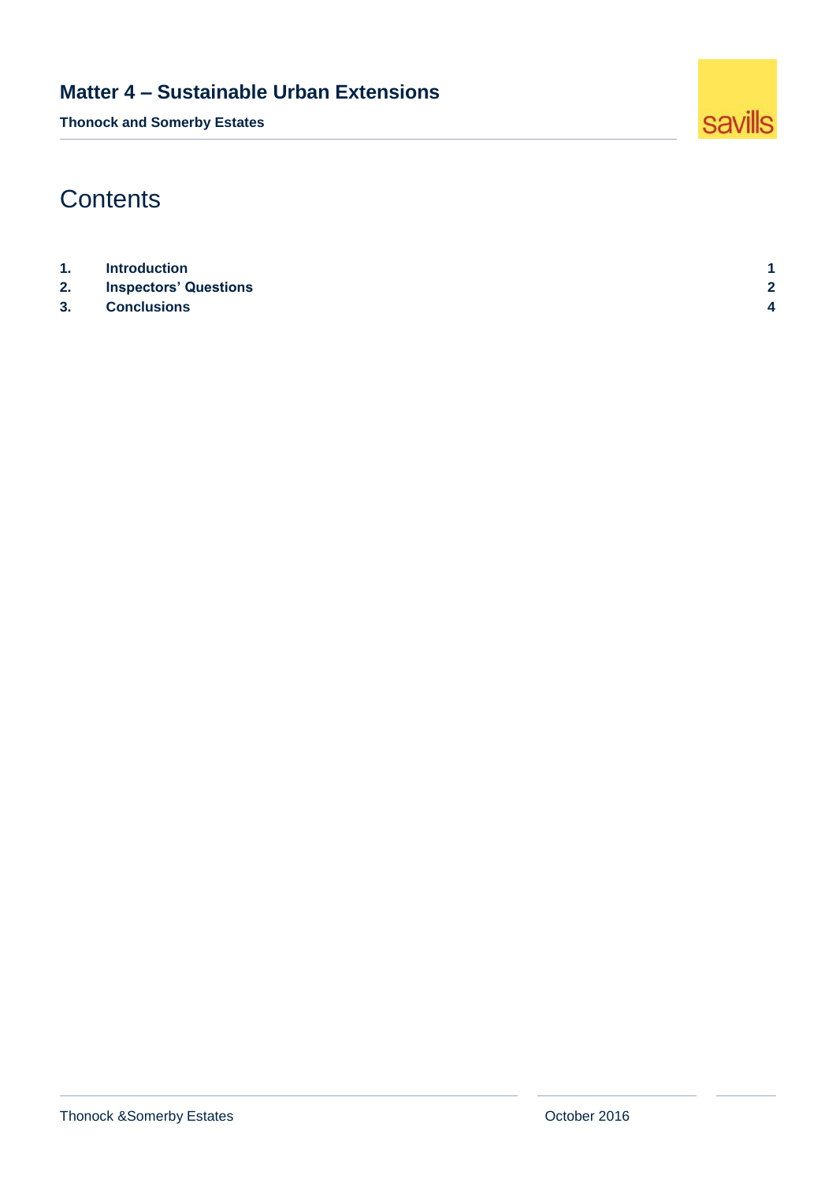# Contents

| | | |
|---|---|---|
| **1.** | **Introduction** | **1** |
| **2.** | **Inspectors' Questions** | **2** |
| **3.** | **Conclusions** | **4** |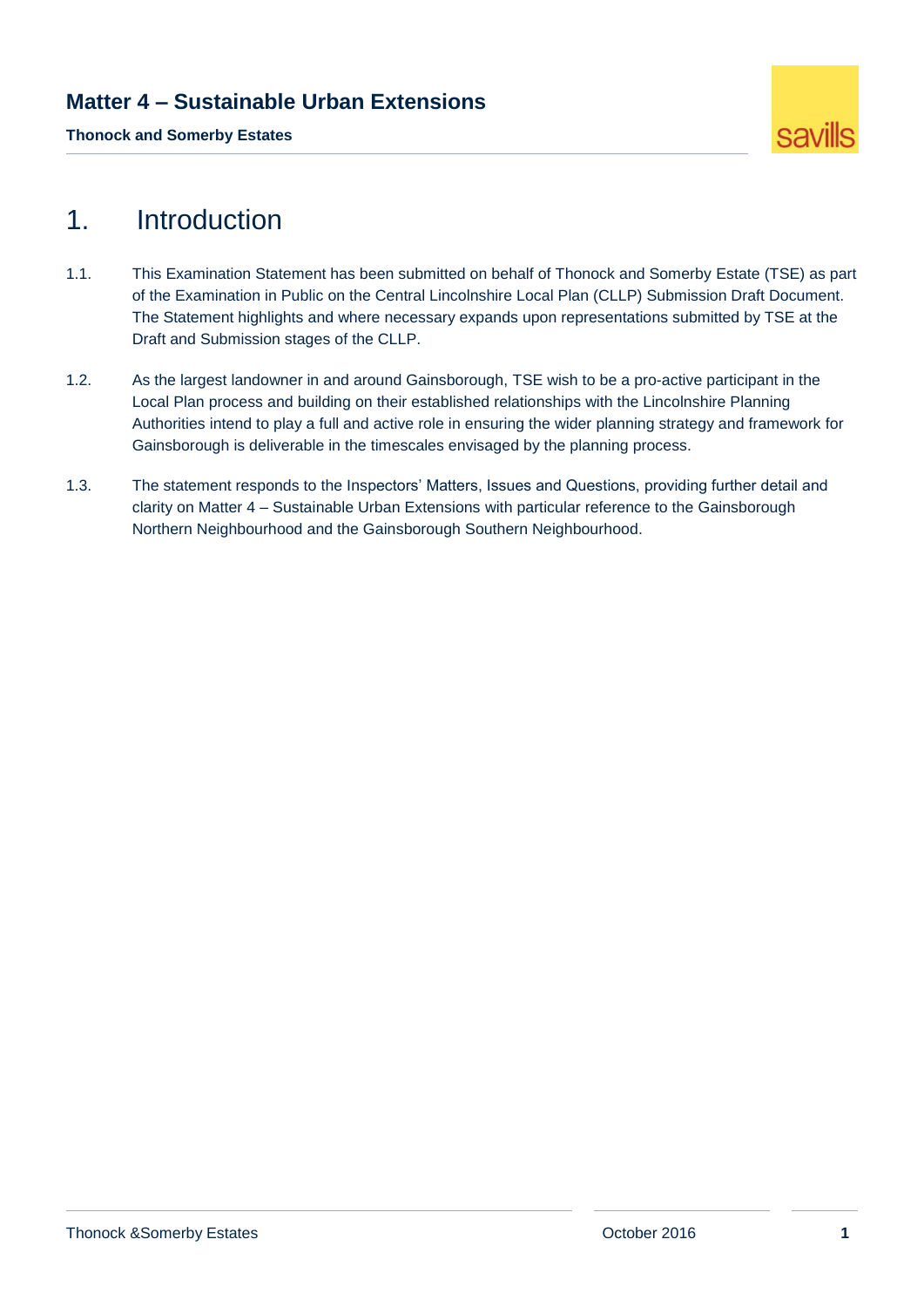# 1. Introduction

1.1. This Examination Statement has been submitted on behalf of Thonock and Somerby Estate (TSE) as part of the Examination in Public on the Central Lincolnshire Local Plan (CLLP) Submission Draft Document. The Statement highlights and where necessary expands upon representations submitted by TSE at the Draft and Submission stages of the CLLP.

1.2. As the largest landowner in and around Gainsborough, TSE wish to be a pro-active participant in the Local Plan process and building on their established relationships with the Lincolnshire Planning Authorities intend to play a full and active role in ensuring the wider planning strategy and framework for Gainsborough is deliverable in the timescales envisaged by the planning process.

1.3. The statement responds to the Inspectors' Matters, Issues and Questions, providing further detail and clarity on Matter 4 – Sustainable Urban Extensions with particular reference to the Gainsborough Northern Neighbourhood and the Gainsborough Southern Neighbourhood.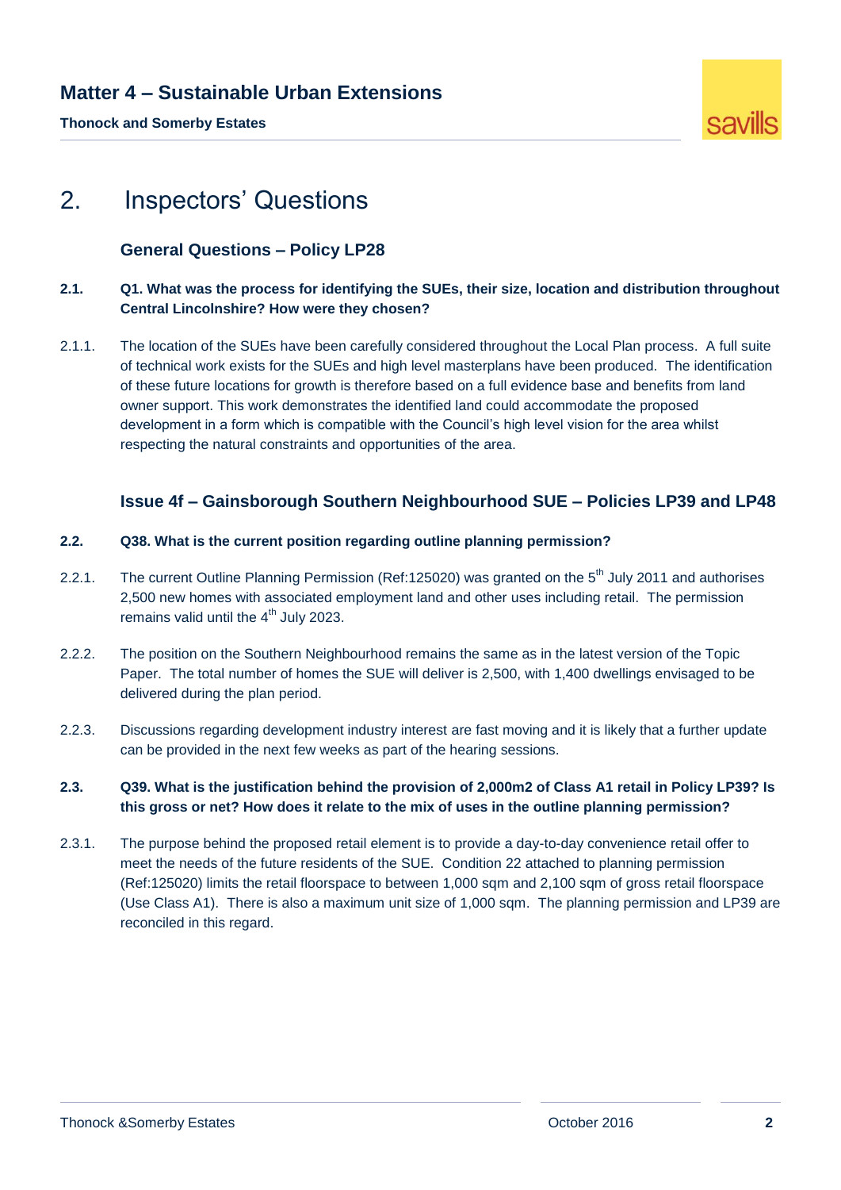## 2. Inspectors' Questions

### General Questions – Policy LP28

**2.1. Q1. What was the process for identifying the SUEs, their size, location and distribution throughout Central Lincolnshire? How were they chosen?**

2.1.1. The location of the SUEs have been carefully considered throughout the Local Plan process. A full suite of technical work exists for the SUEs and high level masterplans have been produced. The identification of these future locations for growth is therefore based on a full evidence base and benefits from land owner support. This work demonstrates the identified land could accommodate the proposed development in a form which is compatible with the Council's high level vision for the area whilst respecting the natural constraints and opportunities of the area.

### Issue 4f – Gainsborough Southern Neighbourhood SUE – Policies LP39 and LP48

**2.2. Q38. What is the current position regarding outline planning permission?**

2.2.1. The current Outline Planning Permission (Ref:125020) was granted on the 5th July 2011 and authorises 2,500 new homes with associated employment land and other uses including retail. The permission remains valid until the 4th July 2023.

2.2.2. The position on the Southern Neighbourhood remains the same as in the latest version of the Topic Paper. The total number of homes the SUE will deliver is 2,500, with 1,400 dwellings envisaged to be delivered during the plan period.

2.2.3. Discussions regarding development industry interest are fast moving and it is likely that a further update can be provided in the next few weeks as part of the hearing sessions.

**2.3. Q39. What is the justification behind the provision of 2,000m2 of Class A1 retail in Policy LP39? Is this gross or net? How does it relate to the mix of uses in the outline planning permission?**

2.3.1. The purpose behind the proposed retail element is to provide a day-to-day convenience retail offer to meet the needs of the future residents of the SUE. Condition 22 attached to planning permission (Ref:125020) limits the retail floorspace to between 1,000 sqm and 2,100 sqm of gross retail floorspace (Use Class A1). There is also a maximum unit size of 1,000 sqm. The planning permission and LP39 are reconciled in this regard.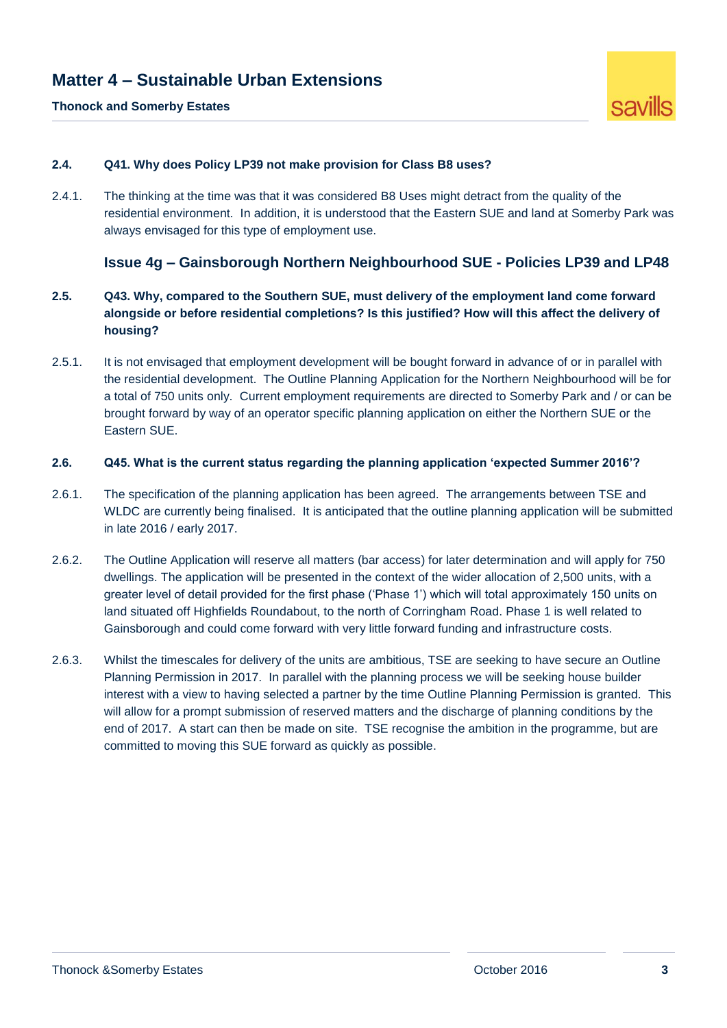**2.4. Q41. Why does Policy LP39 not make provision for Class B8 uses?**

2.4.1. The thinking at the time was that it was considered B8 Uses might detract from the quality of the residential environment. In addition, it is understood that the Eastern SUE and land at Somerby Park was always envisaged for this type of employment use.

### Issue 4g – Gainsborough Northern Neighbourhood SUE - Policies LP39 and LP48

**2.5. Q43. Why, compared to the Southern SUE, must delivery of the employment land come forward alongside or before residential completions? Is this justified? How will this affect the delivery of housing?**

2.5.1. It is not envisaged that employment development will be bought forward in advance of or in parallel with the residential development. The Outline Planning Application for the Northern Neighbourhood will be for a total of 750 units only. Current employment requirements are directed to Somerby Park and / or can be brought forward by way of an operator specific planning application on either the Northern SUE or the Eastern SUE.

**2.6. Q45. What is the current status regarding the planning application 'expected Summer 2016'?**

2.6.1. The specification of the planning application has been agreed. The arrangements between TSE and WLDC are currently being finalised. It is anticipated that the outline planning application will be submitted in late 2016 / early 2017.

2.6.2. The Outline Application will reserve all matters (bar access) for later determination and will apply for 750 dwellings. The application will be presented in the context of the wider allocation of 2,500 units, with a greater level of detail provided for the first phase ('Phase 1') which will total approximately 150 units on land situated off Highfields Roundabout, to the north of Corringham Road. Phase 1 is well related to Gainsborough and could come forward with very little forward funding and infrastructure costs.

2.6.3. Whilst the timescales for delivery of the units are ambitious, TSE are seeking to have secure an Outline Planning Permission in 2017. In parallel with the planning process we will be seeking house builder interest with a view to having selected a partner by the time Outline Planning Permission is granted. This will allow for a prompt submission of reserved matters and the discharge of planning conditions by the end of 2017. A start can then be made on site. TSE recognise the ambition in the programme, but are committed to moving this SUE forward as quickly as possible.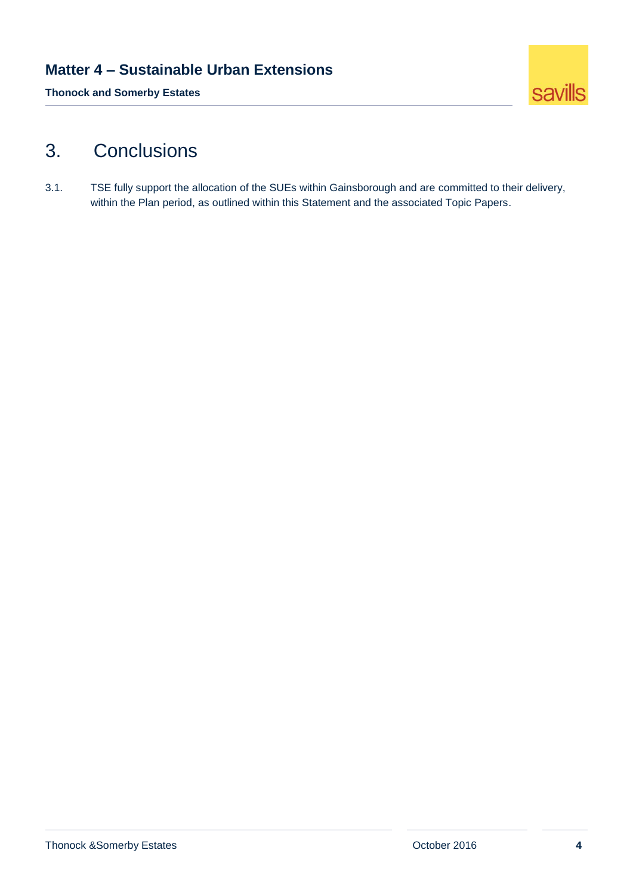# 3. Conclusions

3.1. TSE fully support the allocation of the SUEs within Gainsborough and are committed to their delivery, within the Plan period, as outlined within this Statement and the associated Topic Papers.